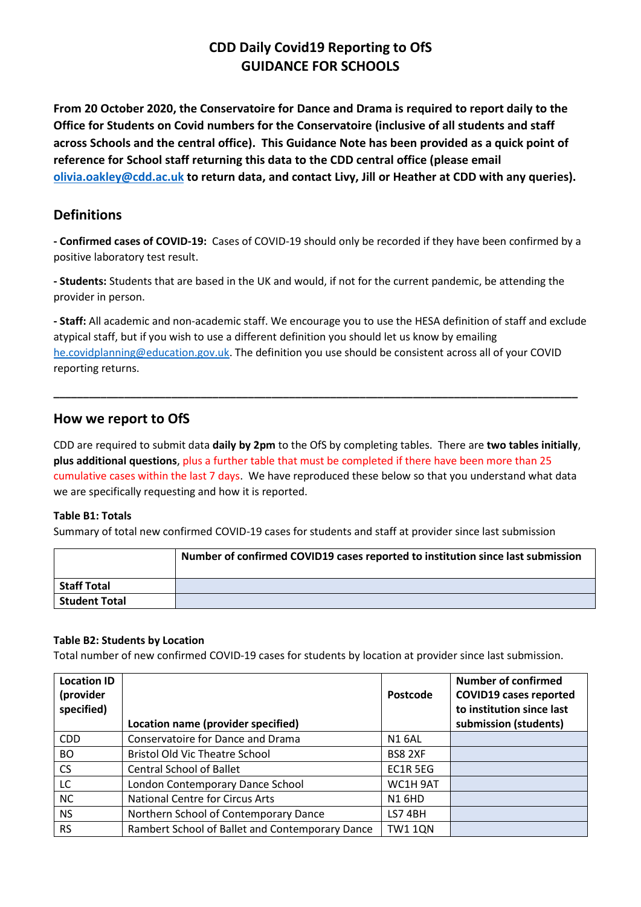# CDD Daily Covid19 Reporting to OfS
# GUIDANCE FOR SCHOOLS

**From 20 October 2020, the Conservatoire for Dance and Drama is required to report daily to the Office for Students on Covid numbers for the Conservatoire (inclusive of all students and staff across Schools and the central office). This Guidance Note has been provided as a quick point of reference for School staff returning this data to the CDD central office (please email [olivia.oakley@cdd.ac.uk](mailto:olivia.oakley@cdd.ac.uk) to return data, and contact Livy, Jill or Heather at CDD with any queries).**

## Definitions

**- Confirmed cases of COVID-19:** Cases of COVID-19 should only be recorded if they have been confirmed by a positive laboratory test result.

**- Students:** Students that are based in the UK and would, if not for the current pandemic, be attending the provider in person.

**- Staff:** All academic and non-academic staff. We encourage you to use the HESA definition of staff and exclude atypical staff, but if you wish to use a different definition you should let us know by emailing [he.covidplanning@education.gov.uk](mailto:he.covidplanning@education.gov.uk). The definition you use should be consistent across all of your COVID reporting returns.

---

## How we report to OfS

CDD are required to submit data **daily by 2pm** to the OfS by completing tables. There are **two tables initially**, **plus additional questions**, plus a further table that must be completed if there have been more than 25 cumulative cases within the last 7 days. We have reproduced these below so that you understand what data we are specifically requesting and how it is reported.

**Table B1: Totals**

Summary of total new confirmed COVID-19 cases for students and staff at provider since last submission

| | **Number of confirmed COVID19 cases reported to institution since last submission** |
|---|---|
| **Staff Total** | |
| **Student Total** | |

**Table B2: Students by Location**

Total number of new confirmed COVID-19 cases for students by location at provider since last submission.

| **Location ID (provider specified)** | **Location name (provider specified)** | **Postcode** | **Number of confirmed COVID19 cases reported to institution since last submission (students)** |
|---|---|---|---|
| CDD | Conservatoire for Dance and Drama | N1 6AL | |
| BO | Bristol Old Vic Theatre School | BS8 2XF | |
| CS | Central School of Ballet | EC1R 5EG | |
| LC | London Contemporary Dance School | WC1H 9AT | |
| NC | National Centre for Circus Arts | N1 6HD | |
| NS | Northern School of Contemporary Dance | LS7 4BH | |
| RS | Rambert School of Ballet and Contemporary Dance | TW1 1QN | |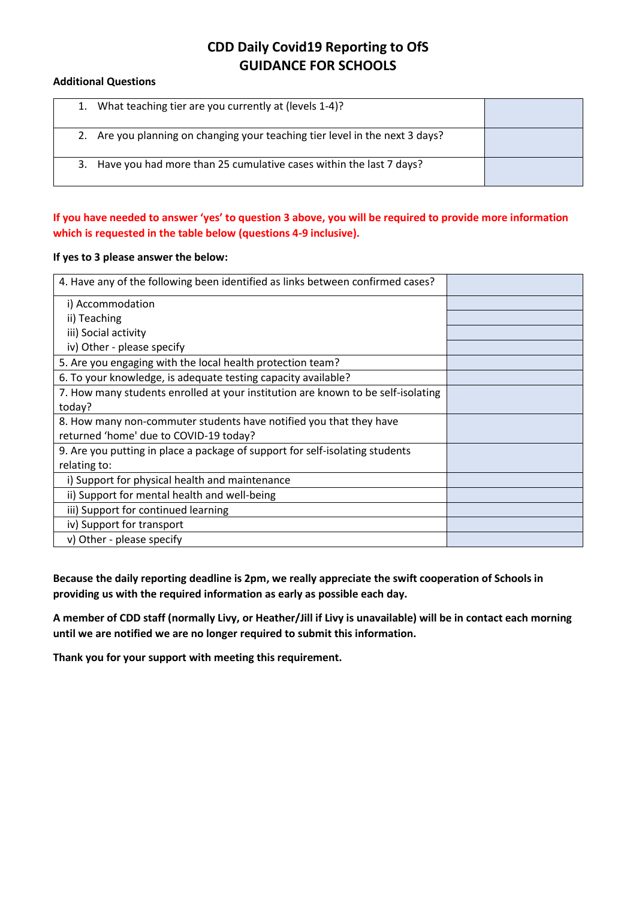# CDD Daily Covid19 Reporting to OfS
# GUIDANCE FOR SCHOOLS

**Additional Questions**

| | |
|---|---|
| 1. What teaching tier are you currently at (levels 1-4)? | |
| 2. Are you planning on changing your teaching tier level in the next 3 days? | |
| 3. Have you had more than 25 cumulative cases within the last 7 days? | |

**If you have needed to answer 'yes' to question 3 above, you will be required to provide more information which is requested in the table below (questions 4-9 inclusive).**

**If yes to 3 please answer the below:**

| | |
|---|---|
| 4. Have any of the following been identified as links between confirmed cases? | |
| i) Accommodation | |
| ii) Teaching | |
| iii) Social activity | |
| iv) Other - please specify | |
| 5. Are you engaging with the local health protection team? | |
| 6. To your knowledge, is adequate testing capacity available? | |
| 7. How many students enrolled at your institution are known to be self-isolating today? | |
| 8. How many non-commuter students have notified you that they have returned 'home' due to COVID-19 today? | |
| 9. Are you putting in place a package of support for self-isolating students relating to: | |
| i) Support for physical health and maintenance | |
| ii) Support for mental health and well-being | |
| iii) Support for continued learning | |
| iv) Support for transport | |
| v) Other - please specify | |

**Because the daily reporting deadline is 2pm, we really appreciate the swift cooperation of Schools in providing us with the required information as early as possible each day.**

**A member of CDD staff (normally Livy, or Heather/Jill if Livy is unavailable) will be in contact each morning until we are notified we are no longer required to submit this information.**

**Thank you for your support with meeting this requirement.**